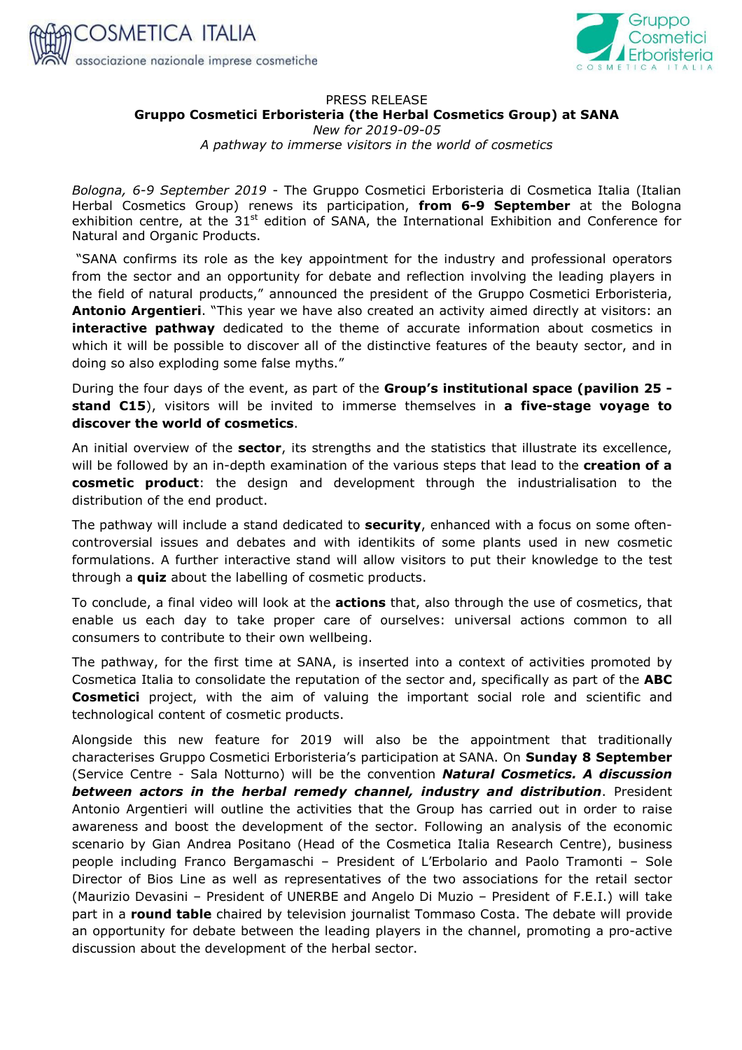PRESS RELEASE

**Gruppo Cosmetici Erboristeria (the Herbal Cosmetics Group) at SANA**

*New for 2019-09-05*

*A pathway to immerse visitors in the world of cosmetics*

*Bologna, 6-9 September 2019* - The Gruppo Cosmetici Erboristeria di Cosmetica Italia (Italian Herbal Cosmetics Group) renews its participation, **from 6-9 September** at the Bologna exhibition centre, at the 31st edition of SANA, the International Exhibition and Conference for Natural and Organic Products.

"SANA confirms its role as the key appointment for the industry and professional operators from the sector and an opportunity for debate and reflection involving the leading players in the field of natural products," announced the president of the Gruppo Cosmetici Erboristeria, **Antonio Argentieri**. "This year we have also created an activity aimed directly at visitors: an **interactive pathway** dedicated to the theme of accurate information about cosmetics in which it will be possible to discover all of the distinctive features of the beauty sector, and in doing so also exploding some false myths."

During the four days of the event, as part of the **Group's institutional space (pavilion 25 - stand C15**), visitors will be invited to immerse themselves in **a five-stage voyage to discover the world of cosmetics**.

An initial overview of the **sector**, its strengths and the statistics that illustrate its excellence, will be followed by an in-depth examination of the various steps that lead to the **creation of a cosmetic product**: the design and development through the industrialisation to the distribution of the end product.

The pathway will include a stand dedicated to **security**, enhanced with a focus on some often-controversial issues and debates and with identikits of some plants used in new cosmetic formulations. A further interactive stand will allow visitors to put their knowledge to the test through a **quiz** about the labelling of cosmetic products.

To conclude, a final video will look at the **actions** that, also through the use of cosmetics, that enable us each day to take proper care of ourselves: universal actions common to all consumers to contribute to their own wellbeing.

The pathway, for the first time at SANA, is inserted into a context of activities promoted by Cosmetica Italia to consolidate the reputation of the sector and, specifically as part of the **ABC Cosmetici** project, with the aim of valuing the important social role and scientific and technological content of cosmetic products.

Alongside this new feature for 2019 will also be the appointment that traditionally characterises Gruppo Cosmetici Erboristeria's participation at SANA. On **Sunday 8 September** (Service Centre - Sala Notturno) will be the convention ***Natural Cosmetics. A discussion between actors in the herbal remedy channel, industry and distribution***. President Antonio Argentieri will outline the activities that the Group has carried out in order to raise awareness and boost the development of the sector. Following an analysis of the economic scenario by Gian Andrea Positano (Head of the Cosmetica Italia Research Centre), business people including Franco Bergamaschi – President of L'Erbolario and Paolo Tramonti – Sole Director of Bios Line as well as representatives of the two associations for the retail sector (Maurizio Devasini – President of UNERBE and Angelo Di Muzio – President of F.E.I.) will take part in a **round table** chaired by television journalist Tommaso Costa. The debate will provide an opportunity for debate between the leading players in the channel, promoting a pro-active discussion about the development of the herbal sector.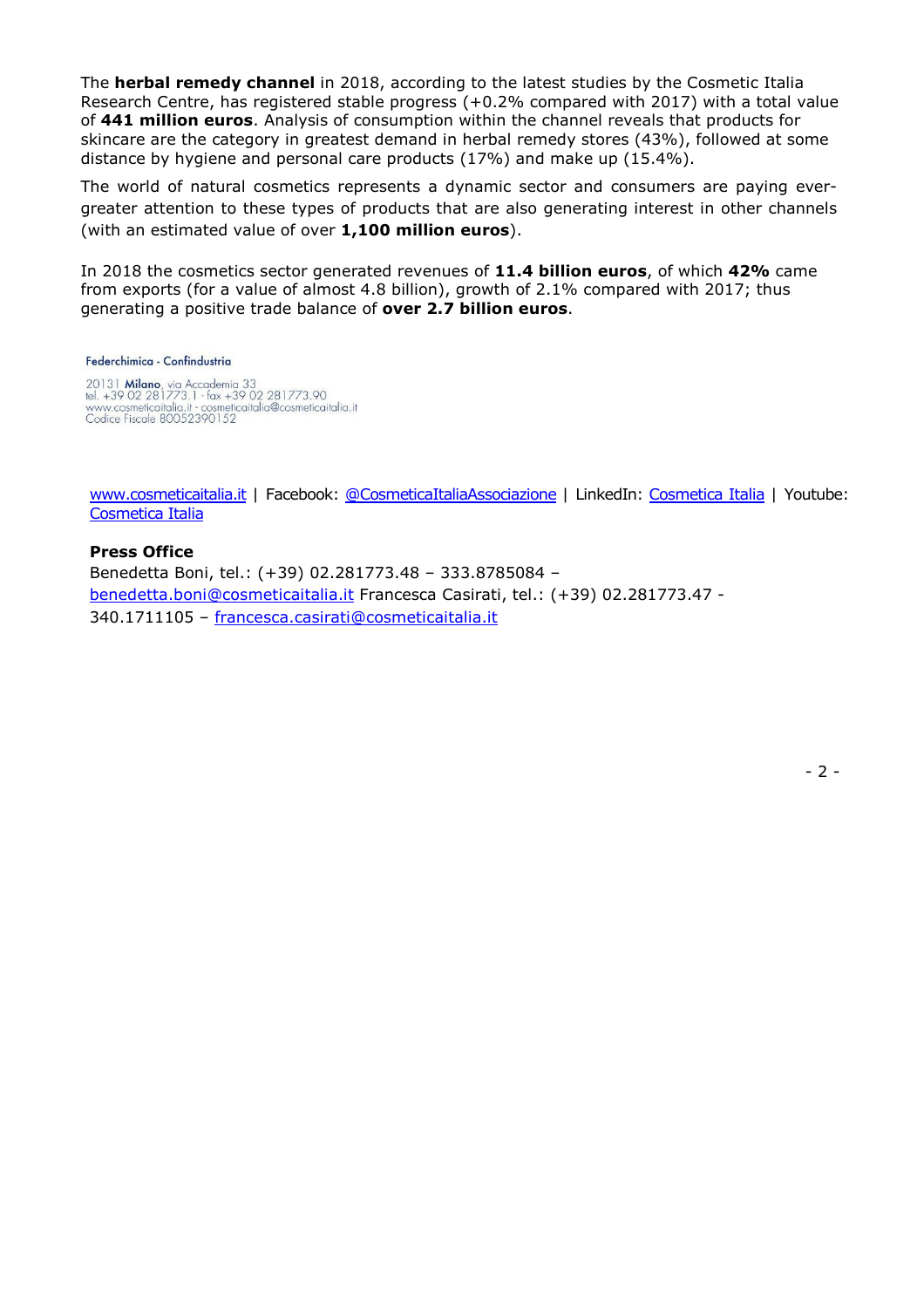The **herbal remedy channel** in 2018, according to the latest studies by the Cosmetic Italia Research Centre, has registered stable progress (+0.2% compared with 2017) with a total value of **441 million euros**. Analysis of consumption within the channel reveals that products for skincare are the category in greatest demand in herbal remedy stores (43%), followed at some distance by hygiene and personal care products (17%) and make up (15.4%).

The world of natural cosmetics represents a dynamic sector and consumers are paying ever-greater attention to these types of products that are also generating interest in other channels (with an estimated value of over **1,100 million euros**).

In 2018 the cosmetics sector generated revenues of **11.4 billion euros**, of which **42%** came from exports (for a value of almost 4.8 billion), growth of 2.1% compared with 2017; thus generating a positive trade balance of **over 2.7 billion euros**.

Federchimica - Confindustria

20131 **Milano**, via Accademia 33
tel. +39 02 281773.1 - fax +39 02 281773.90
www.cosmeticaitalia.it - cosmeticaitalia@cosmeticaitalia.it
Codice Fiscale 80052390152

www.cosmeticaitalia.it | Facebook: @CosmeticaItaliaAssociazione | LinkedIn: Cosmetica Italia | Youtube: Cosmetica Italia

**Press Office**

Benedetta Boni, tel.: (+39) 02.281773.48 – 333.8785084 – benedetta.boni@cosmeticaitalia.it Francesca Casirati, tel.: (+39) 02.281773.47 - 340.1711105 – francesca.casirati@cosmeticaitalia.it